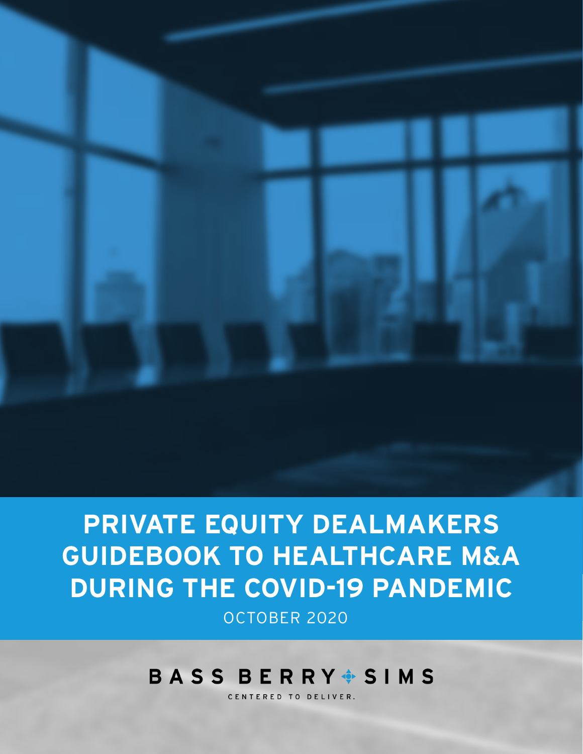# PRIVATE EQUITY DEALMAKERS GUIDEBOOK TO HEALTHCARE M&A DURING THE COVID-19 PANDEMIC

OCTOBER 2020

BASS BERRY SIMS

CENTERED TO DELIVER.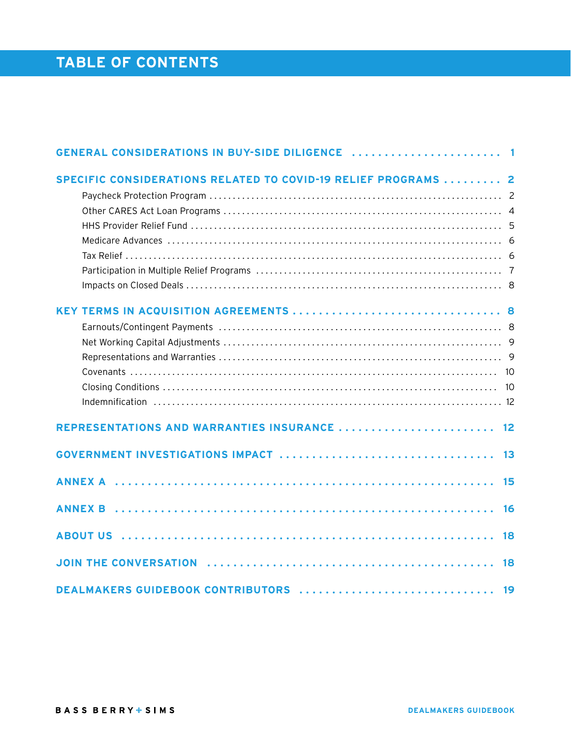# TABLE OF CONTENTS

**GENERAL CONSIDERATIONS IN BUY-SIDE DILIGENCE** ........................ 1

**SPECIFIC CONSIDERATIONS RELATED TO COVID-19 RELIEF PROGRAMS** ......... 2

- Paycheck Protection Program ........................ 2
- Other CARES Act Loan Programs ........................ 4
- HHS Provider Relief Fund ........................ 5
- Medicare Advances ........................ 6
- Tax Relief ........................ 6
- Participation in Multiple Relief Programs ........................ 7
- Impacts on Closed Deals ........................ 8

**KEY TERMS IN ACQUISITION AGREEMENTS** ........................ 8

- Earnouts/Contingent Payments ........................ 8
- Net Working Capital Adjustments ........................ 9
- Representations and Warranties ........................ 9
- Covenants ........................ 10
- Closing Conditions ........................ 10
- Indemnification ........................ 12

**REPRESENTATIONS AND WARRANTIES INSURANCE** ........................ 12

**GOVERNMENT INVESTIGATIONS IMPACT** ........................ 13

**ANNEX A** ........................ 15

**ANNEX B** ........................ 16

**ABOUT US** ........................ 18

**JOIN THE CONVERSATION** ........................ 18

**DEALMAKERS GUIDEBOOK CONTRIBUTORS** ........................ 19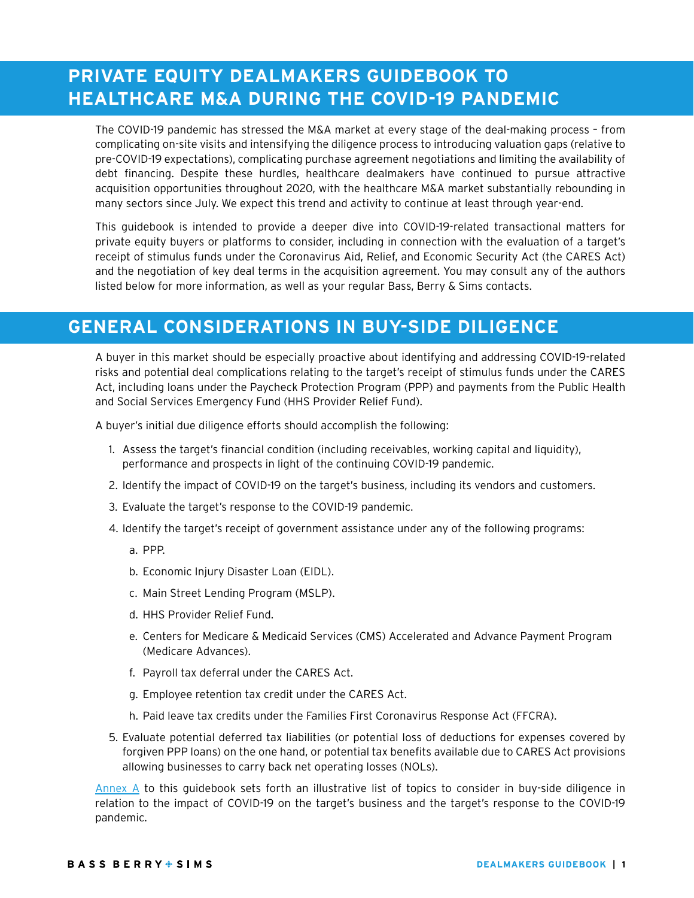# PRIVATE EQUITY DEALMAKERS GUIDEBOOK TO HEALTHCARE M&A DURING THE COVID-19 PANDEMIC

The COVID-19 pandemic has stressed the M&A market at every stage of the deal-making process – from complicating on-site visits and intensifying the diligence process to introducing valuation gaps (relative to pre-COVID-19 expectations), complicating purchase agreement negotiations and limiting the availability of debt financing. Despite these hurdles, healthcare dealmakers have continued to pursue attractive acquisition opportunities throughout 2020, with the healthcare M&A market substantially rebounding in many sectors since July. We expect this trend and activity to continue at least through year-end.

This guidebook is intended to provide a deeper dive into COVID-19-related transactional matters for private equity buyers or platforms to consider, including in connection with the evaluation of a target's receipt of stimulus funds under the Coronavirus Aid, Relief, and Economic Security Act (the CARES Act) and the negotiation of key deal terms in the acquisition agreement. You may consult any of the authors listed below for more information, as well as your regular Bass, Berry & Sims contacts.

## GENERAL CONSIDERATIONS IN BUY-SIDE DILIGENCE

A buyer in this market should be especially proactive about identifying and addressing COVID-19-related risks and potential deal complications relating to the target's receipt of stimulus funds under the CARES Act, including loans under the Paycheck Protection Program (PPP) and payments from the Public Health and Social Services Emergency Fund (HHS Provider Relief Fund).

A buyer's initial due diligence efforts should accomplish the following:

1. Assess the target's financial condition (including receivables, working capital and liquidity), performance and prospects in light of the continuing COVID-19 pandemic.
2. Identify the impact of COVID-19 on the target's business, including its vendors and customers.
3. Evaluate the target's response to the COVID-19 pandemic.
4. Identify the target's receipt of government assistance under any of the following programs:
   a. PPP.
   b. Economic Injury Disaster Loan (EIDL).
   c. Main Street Lending Program (MSLP).
   d. HHS Provider Relief Fund.
   e. Centers for Medicare & Medicaid Services (CMS) Accelerated and Advance Payment Program (Medicare Advances).
   f. Payroll tax deferral under the CARES Act.
   g. Employee retention tax credit under the CARES Act.
   h. Paid leave tax credits under the Families First Coronavirus Response Act (FFCRA).
5. Evaluate potential deferred tax liabilities (or potential loss of deductions for expenses covered by forgiven PPP loans) on the one hand, or potential tax benefits available due to CARES Act provisions allowing businesses to carry back net operating losses (NOLs).

Annex A to this guidebook sets forth an illustrative list of topics to consider in buy-side diligence in relation to the impact of COVID-19 on the target's business and the target's response to the COVID-19 pandemic.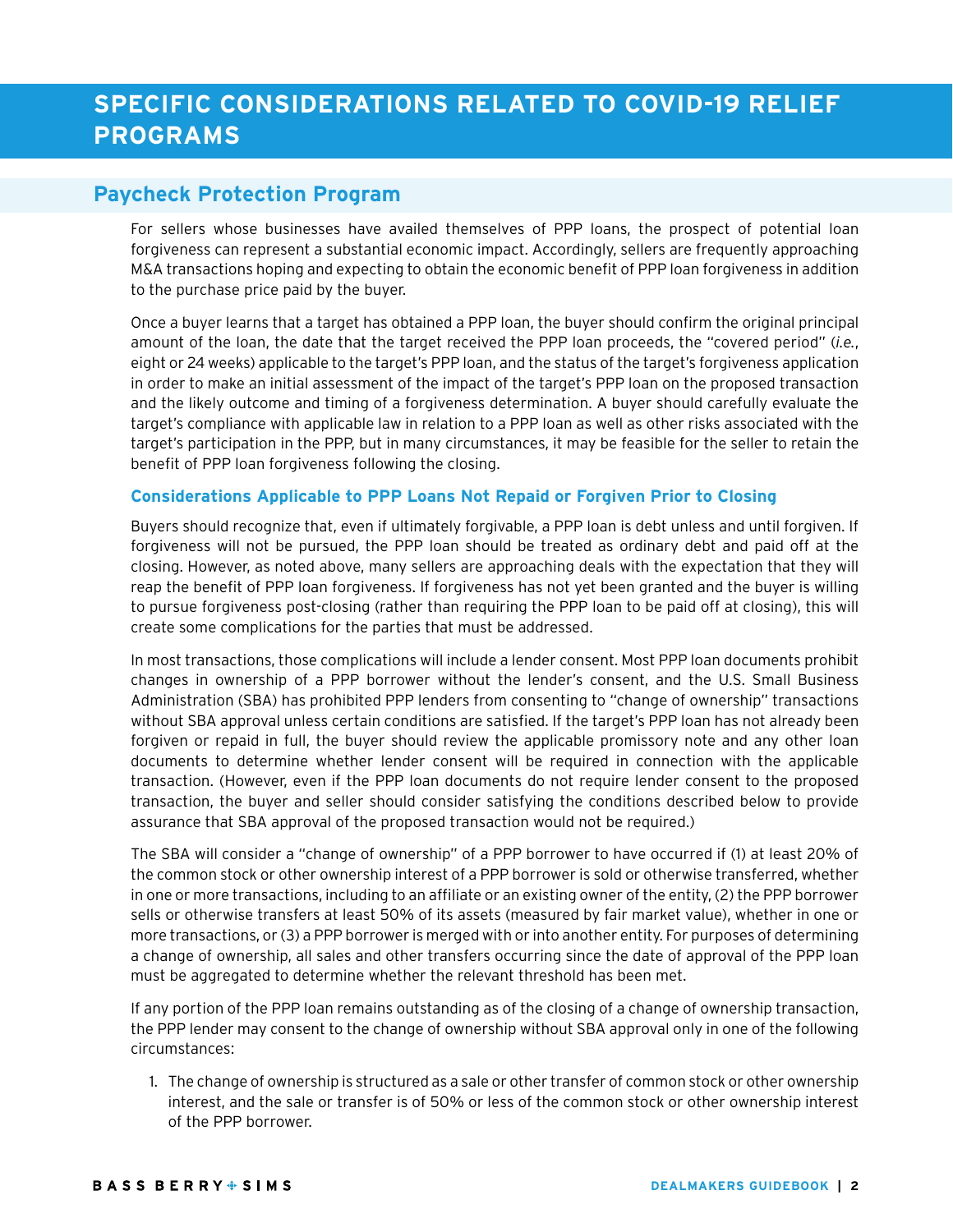# SPECIFIC CONSIDERATIONS RELATED TO COVID-19 RELIEF PROGRAMS

## Paycheck Protection Program

For sellers whose businesses have availed themselves of PPP loans, the prospect of potential loan forgiveness can represent a substantial economic impact. Accordingly, sellers are frequently approaching M&A transactions hoping and expecting to obtain the economic benefit of PPP loan forgiveness in addition to the purchase price paid by the buyer.

Once a buyer learns that a target has obtained a PPP loan, the buyer should confirm the original principal amount of the loan, the date that the target received the PPP loan proceeds, the "covered period" (*i.e.*, eight or 24 weeks) applicable to the target's PPP loan, and the status of the target's forgiveness application in order to make an initial assessment of the impact of the target's PPP loan on the proposed transaction and the likely outcome and timing of a forgiveness determination. A buyer should carefully evaluate the target's compliance with applicable law in relation to a PPP loan as well as other risks associated with the target's participation in the PPP, but in many circumstances, it may be feasible for the seller to retain the benefit of PPP loan forgiveness following the closing.

### Considerations Applicable to PPP Loans Not Repaid or Forgiven Prior to Closing

Buyers should recognize that, even if ultimately forgivable, a PPP loan is debt unless and until forgiven. If forgiveness will not be pursued, the PPP loan should be treated as ordinary debt and paid off at the closing. However, as noted above, many sellers are approaching deals with the expectation that they will reap the benefit of PPP loan forgiveness. If forgiveness has not yet been granted and the buyer is willing to pursue forgiveness post-closing (rather than requiring the PPP loan to be paid off at closing), this will create some complications for the parties that must be addressed.

In most transactions, those complications will include a lender consent. Most PPP loan documents prohibit changes in ownership of a PPP borrower without the lender's consent, and the U.S. Small Business Administration (SBA) has prohibited PPP lenders from consenting to "change of ownership" transactions without SBA approval unless certain conditions are satisfied. If the target's PPP loan has not already been forgiven or repaid in full, the buyer should review the applicable promissory note and any other loan documents to determine whether lender consent will be required in connection with the applicable transaction. (However, even if the PPP loan documents do not require lender consent to the proposed transaction, the buyer and seller should consider satisfying the conditions described below to provide assurance that SBA approval of the proposed transaction would not be required.)

The SBA will consider a "change of ownership" of a PPP borrower to have occurred if (1) at least 20% of the common stock or other ownership interest of a PPP borrower is sold or otherwise transferred, whether in one or more transactions, including to an affiliate or an existing owner of the entity, (2) the PPP borrower sells or otherwise transfers at least 50% of its assets (measured by fair market value), whether in one or more transactions, or (3) a PPP borrower is merged with or into another entity. For purposes of determining a change of ownership, all sales and other transfers occurring since the date of approval of the PPP loan must be aggregated to determine whether the relevant threshold has been met.

If any portion of the PPP loan remains outstanding as of the closing of a change of ownership transaction, the PPP lender may consent to the change of ownership without SBA approval only in one of the following circumstances:

1. The change of ownership is structured as a sale or other transfer of common stock or other ownership interest, and the sale or transfer is of 50% or less of the common stock or other ownership interest of the PPP borrower.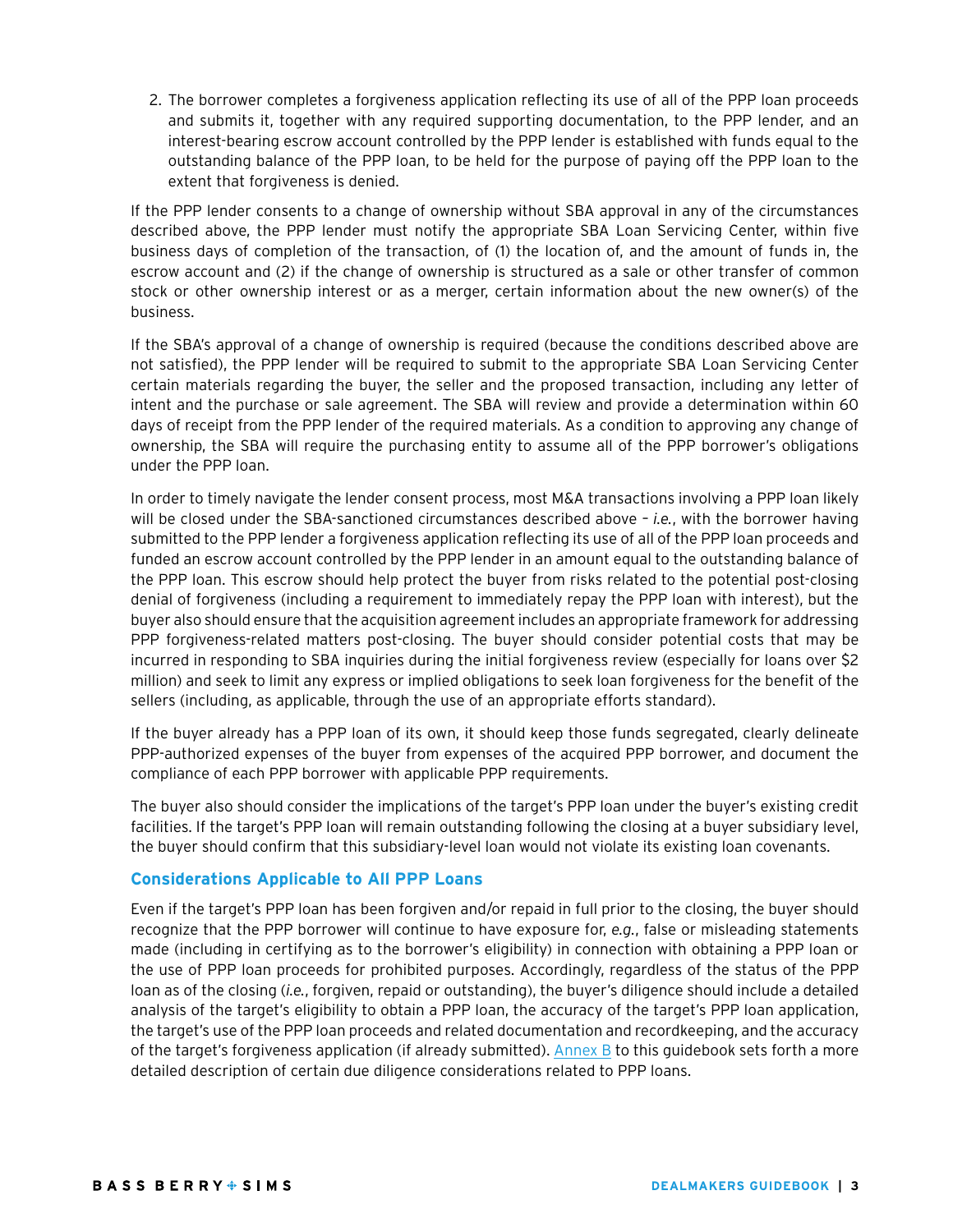2. The borrower completes a forgiveness application reflecting its use of all of the PPP loan proceeds and submits it, together with any required supporting documentation, to the PPP lender, and an interest-bearing escrow account controlled by the PPP lender is established with funds equal to the outstanding balance of the PPP loan, to be held for the purpose of paying off the PPP loan to the extent that forgiveness is denied.

If the PPP lender consents to a change of ownership without SBA approval in any of the circumstances described above, the PPP lender must notify the appropriate SBA Loan Servicing Center, within five business days of completion of the transaction, of (1) the location of, and the amount of funds in, the escrow account and (2) if the change of ownership is structured as a sale or other transfer of common stock or other ownership interest or as a merger, certain information about the new owner(s) of the business.

If the SBA's approval of a change of ownership is required (because the conditions described above are not satisfied), the PPP lender will be required to submit to the appropriate SBA Loan Servicing Center certain materials regarding the buyer, the seller and the proposed transaction, including any letter of intent and the purchase or sale agreement. The SBA will review and provide a determination within 60 days of receipt from the PPP lender of the required materials. As a condition to approving any change of ownership, the SBA will require the purchasing entity to assume all of the PPP borrower's obligations under the PPP loan.

In order to timely navigate the lender consent process, most M&A transactions involving a PPP loan likely will be closed under the SBA-sanctioned circumstances described above – *i.e.*, with the borrower having submitted to the PPP lender a forgiveness application reflecting its use of all of the PPP loan proceeds and funded an escrow account controlled by the PPP lender in an amount equal to the outstanding balance of the PPP loan. This escrow should help protect the buyer from risks related to the potential post-closing denial of forgiveness (including a requirement to immediately repay the PPP loan with interest), but the buyer also should ensure that the acquisition agreement includes an appropriate framework for addressing PPP forgiveness-related matters post-closing. The buyer should consider potential costs that may be incurred in responding to SBA inquiries during the initial forgiveness review (especially for loans over $2 million) and seek to limit any express or implied obligations to seek loan forgiveness for the benefit of the sellers (including, as applicable, through the use of an appropriate efforts standard).

If the buyer already has a PPP loan of its own, it should keep those funds segregated, clearly delineate PPP-authorized expenses of the buyer from expenses of the acquired PPP borrower, and document the compliance of each PPP borrower with applicable PPP requirements.

The buyer also should consider the implications of the target's PPP loan under the buyer's existing credit facilities. If the target's PPP loan will remain outstanding following the closing at a buyer subsidiary level, the buyer should confirm that this subsidiary-level loan would not violate its existing loan covenants.

### Considerations Applicable to All PPP Loans

Even if the target's PPP loan has been forgiven and/or repaid in full prior to the closing, the buyer should recognize that the PPP borrower will continue to have exposure for, *e.g.*, false or misleading statements made (including in certifying as to the borrower's eligibility) in connection with obtaining a PPP loan or the use of PPP loan proceeds for prohibited purposes. Accordingly, regardless of the status of the PPP loan as of the closing (*i.e.*, forgiven, repaid or outstanding), the buyer's diligence should include a detailed analysis of the target's eligibility to obtain a PPP loan, the accuracy of the target's PPP loan application, the target's use of the PPP loan proceeds and related documentation and recordkeeping, and the accuracy of the target's forgiveness application (if already submitted). Annex B to this guidebook sets forth a more detailed description of certain due diligence considerations related to PPP loans.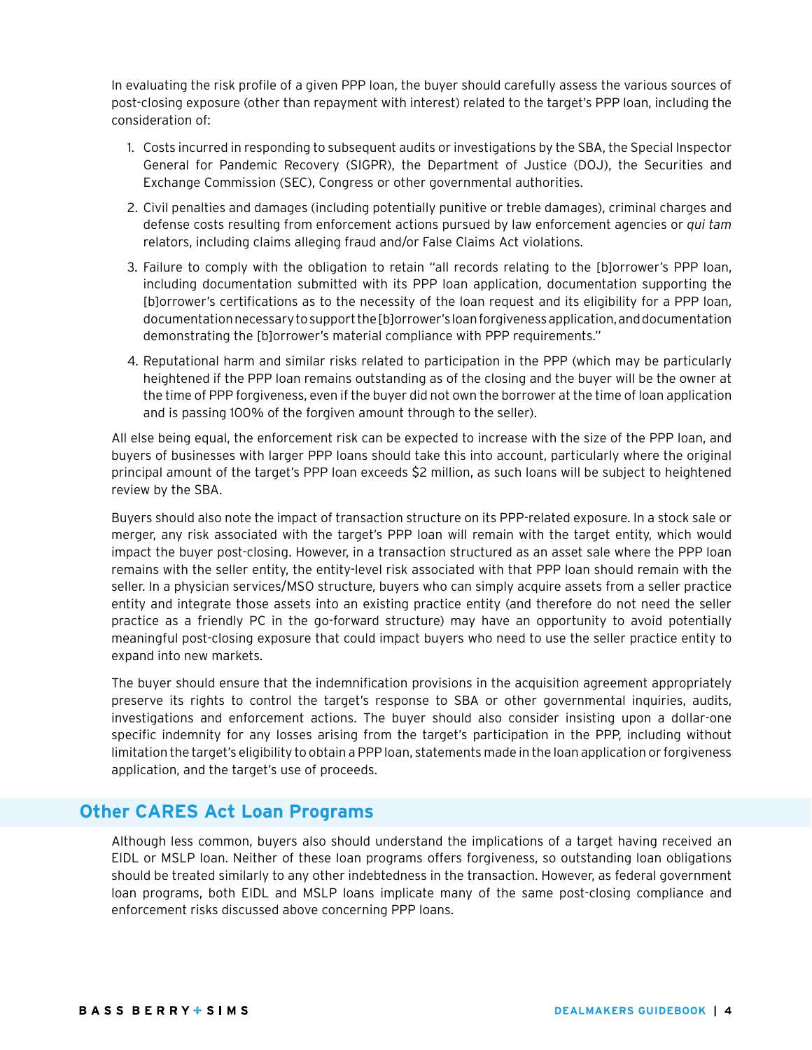In evaluating the risk profile of a given PPP loan, the buyer should carefully assess the various sources of post-closing exposure (other than repayment with interest) related to the target's PPP loan, including the consideration of:

1. Costs incurred in responding to subsequent audits or investigations by the SBA, the Special Inspector General for Pandemic Recovery (SIGPR), the Department of Justice (DOJ), the Securities and Exchange Commission (SEC), Congress or other governmental authorities.
2. Civil penalties and damages (including potentially punitive or treble damages), criminal charges and defense costs resulting from enforcement actions pursued by law enforcement agencies or *qui tam* relators, including claims alleging fraud and/or False Claims Act violations.
3. Failure to comply with the obligation to retain "all records relating to the [b]orrower's PPP loan, including documentation submitted with its PPP loan application, documentation supporting the [b]orrower's certifications as to the necessity of the loan request and its eligibility for a PPP loan, documentation necessary to support the [b]orrower's loan forgiveness application, and documentation demonstrating the [b]orrower's material compliance with PPP requirements."
4. Reputational harm and similar risks related to participation in the PPP (which may be particularly heightened if the PPP loan remains outstanding as of the closing and the buyer will be the owner at the time of PPP forgiveness, even if the buyer did not own the borrower at the time of loan application and is passing 100% of the forgiven amount through to the seller).

All else being equal, the enforcement risk can be expected to increase with the size of the PPP loan, and buyers of businesses with larger PPP loans should take this into account, particularly where the original principal amount of the target's PPP loan exceeds $2 million, as such loans will be subject to heightened review by the SBA.

Buyers should also note the impact of transaction structure on its PPP-related exposure. In a stock sale or merger, any risk associated with the target's PPP loan will remain with the target entity, which would impact the buyer post-closing. However, in a transaction structured as an asset sale where the PPP loan remains with the seller entity, the entity-level risk associated with that PPP loan should remain with the seller. In a physician services/MSO structure, buyers who can simply acquire assets from a seller practice entity and integrate those assets into an existing practice entity (and therefore do not need the seller practice as a friendly PC in the go-forward structure) may have an opportunity to avoid potentially meaningful post-closing exposure that could impact buyers who need to use the seller practice entity to expand into new markets.

The buyer should ensure that the indemnification provisions in the acquisition agreement appropriately preserve its rights to control the target's response to SBA or other governmental inquiries, audits, investigations and enforcement actions. The buyer should also consider insisting upon a dollar-one specific indemnity for any losses arising from the target's participation in the PPP, including without limitation the target's eligibility to obtain a PPP loan, statements made in the loan application or forgiveness application, and the target's use of proceeds.

## Other CARES Act Loan Programs

Although less common, buyers also should understand the implications of a target having received an EIDL or MSLP loan. Neither of these loan programs offers forgiveness, so outstanding loan obligations should be treated similarly to any other indebtedness in the transaction. However, as federal government loan programs, both EIDL and MSLP loans implicate many of the same post-closing compliance and enforcement risks discussed above concerning PPP loans.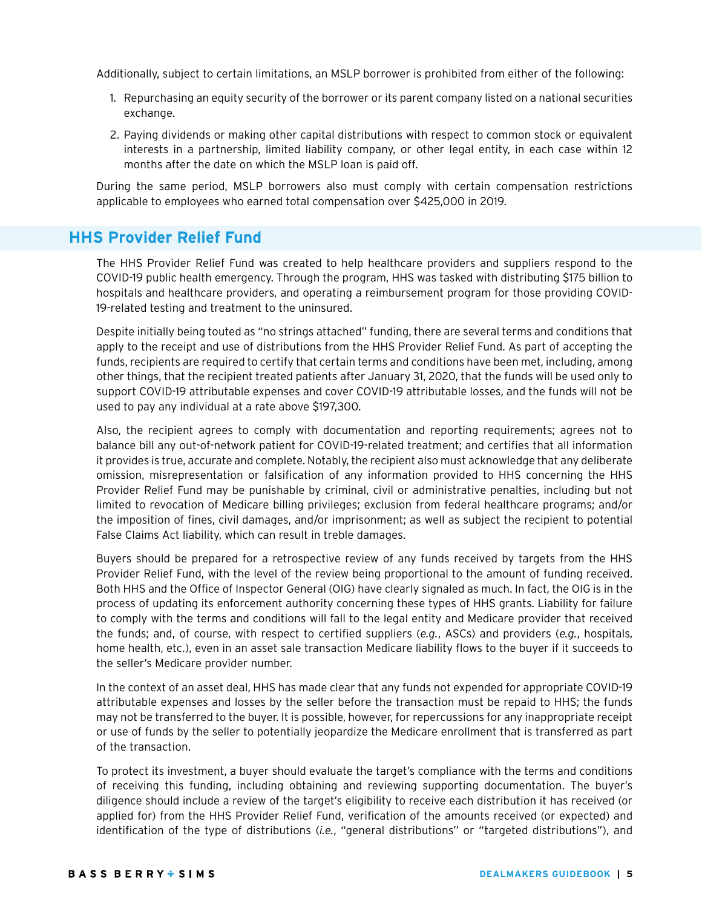Additionally, subject to certain limitations, an MSLP borrower is prohibited from either of the following:

1. Repurchasing an equity security of the borrower or its parent company listed on a national securities exchange.
2. Paying dividends or making other capital distributions with respect to common stock or equivalent interests in a partnership, limited liability company, or other legal entity, in each case within 12 months after the date on which the MSLP loan is paid off.

During the same period, MSLP borrowers also must comply with certain compensation restrictions applicable to employees who earned total compensation over $425,000 in 2019.

## HHS Provider Relief Fund

The HHS Provider Relief Fund was created to help healthcare providers and suppliers respond to the COVID-19 public health emergency. Through the program, HHS was tasked with distributing $175 billion to hospitals and healthcare providers, and operating a reimbursement program for those providing COVID-19-related testing and treatment to the uninsured.

Despite initially being touted as "no strings attached" funding, there are several terms and conditions that apply to the receipt and use of distributions from the HHS Provider Relief Fund. As part of accepting the funds, recipients are required to certify that certain terms and conditions have been met, including, among other things, that the recipient treated patients after January 31, 2020, that the funds will be used only to support COVID-19 attributable expenses and cover COVID-19 attributable losses, and the funds will not be used to pay any individual at a rate above $197,300.

Also, the recipient agrees to comply with documentation and reporting requirements; agrees not to balance bill any out-of-network patient for COVID-19-related treatment; and certifies that all information it provides is true, accurate and complete. Notably, the recipient also must acknowledge that any deliberate omission, misrepresentation or falsification of any information provided to HHS concerning the HHS Provider Relief Fund may be punishable by criminal, civil or administrative penalties, including but not limited to revocation of Medicare billing privileges; exclusion from federal healthcare programs; and/or the imposition of fines, civil damages, and/or imprisonment; as well as subject the recipient to potential False Claims Act liability, which can result in treble damages.

Buyers should be prepared for a retrospective review of any funds received by targets from the HHS Provider Relief Fund, with the level of the review being proportional to the amount of funding received. Both HHS and the Office of Inspector General (OIG) have clearly signaled as much. In fact, the OIG is in the process of updating its enforcement authority concerning these types of HHS grants. Liability for failure to comply with the terms and conditions will fall to the legal entity and Medicare provider that received the funds; and, of course, with respect to certified suppliers (*e.g.*, ASCs) and providers (*e.g.*, hospitals, home health, etc.), even in an asset sale transaction Medicare liability flows to the buyer if it succeeds to the seller's Medicare provider number.

In the context of an asset deal, HHS has made clear that any funds not expended for appropriate COVID-19 attributable expenses and losses by the seller before the transaction must be repaid to HHS; the funds may not be transferred to the buyer. It is possible, however, for repercussions for any inappropriate receipt or use of funds by the seller to potentially jeopardize the Medicare enrollment that is transferred as part of the transaction.

To protect its investment, a buyer should evaluate the target's compliance with the terms and conditions of receiving this funding, including obtaining and reviewing supporting documentation. The buyer's diligence should include a review of the target's eligibility to receive each distribution it has received (or applied for) from the HHS Provider Relief Fund, verification of the amounts received (or expected) and identification of the type of distributions (*i.e.*, "general distributions" or "targeted distributions"), and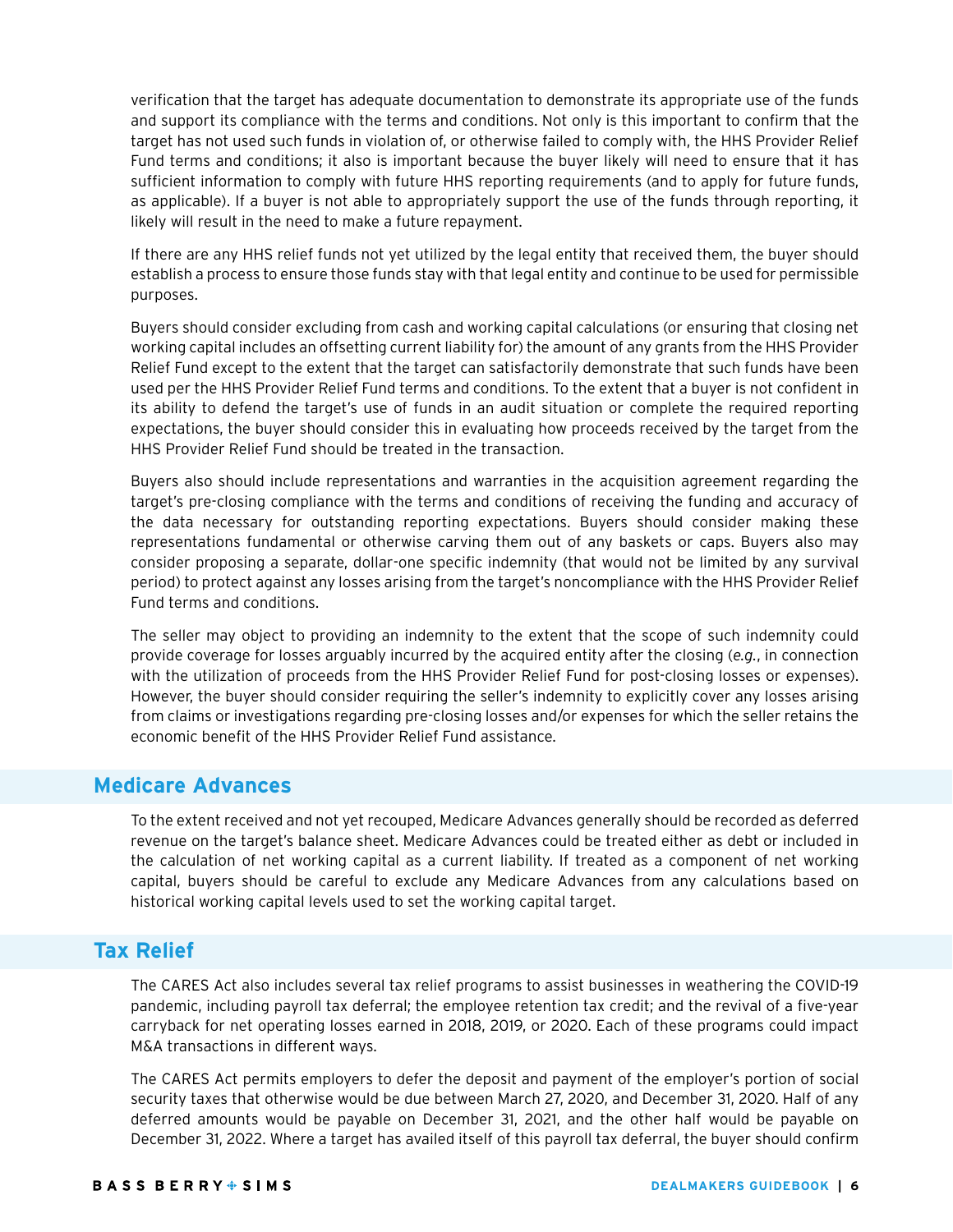verification that the target has adequate documentation to demonstrate its appropriate use of the funds and support its compliance with the terms and conditions. Not only is this important to confirm that the target has not used such funds in violation of, or otherwise failed to comply with, the HHS Provider Relief Fund terms and conditions; it also is important because the buyer likely will need to ensure that it has sufficient information to comply with future HHS reporting requirements (and to apply for future funds, as applicable). If a buyer is not able to appropriately support the use of the funds through reporting, it likely will result in the need to make a future repayment.

If there are any HHS relief funds not yet utilized by the legal entity that received them, the buyer should establish a process to ensure those funds stay with that legal entity and continue to be used for permissible purposes.

Buyers should consider excluding from cash and working capital calculations (or ensuring that closing net working capital includes an offsetting current liability for) the amount of any grants from the HHS Provider Relief Fund except to the extent that the target can satisfactorily demonstrate that such funds have been used per the HHS Provider Relief Fund terms and conditions. To the extent that a buyer is not confident in its ability to defend the target's use of funds in an audit situation or complete the required reporting expectations, the buyer should consider this in evaluating how proceeds received by the target from the HHS Provider Relief Fund should be treated in the transaction.

Buyers also should include representations and warranties in the acquisition agreement regarding the target's pre-closing compliance with the terms and conditions of receiving the funding and accuracy of the data necessary for outstanding reporting expectations. Buyers should consider making these representations fundamental or otherwise carving them out of any baskets or caps. Buyers also may consider proposing a separate, dollar-one specific indemnity (that would not be limited by any survival period) to protect against any losses arising from the target's noncompliance with the HHS Provider Relief Fund terms and conditions.

The seller may object to providing an indemnity to the extent that the scope of such indemnity could provide coverage for losses arguably incurred by the acquired entity after the closing (*e.g.*, in connection with the utilization of proceeds from the HHS Provider Relief Fund for post-closing losses or expenses). However, the buyer should consider requiring the seller's indemnity to explicitly cover any losses arising from claims or investigations regarding pre-closing losses and/or expenses for which the seller retains the economic benefit of the HHS Provider Relief Fund assistance.

## Medicare Advances

To the extent received and not yet recouped, Medicare Advances generally should be recorded as deferred revenue on the target's balance sheet. Medicare Advances could be treated either as debt or included in the calculation of net working capital as a current liability. If treated as a component of net working capital, buyers should be careful to exclude any Medicare Advances from any calculations based on historical working capital levels used to set the working capital target.

## Tax Relief

The CARES Act also includes several tax relief programs to assist businesses in weathering the COVID-19 pandemic, including payroll tax deferral; the employee retention tax credit; and the revival of a five-year carryback for net operating losses earned in 2018, 2019, or 2020. Each of these programs could impact M&A transactions in different ways.

The CARES Act permits employers to defer the deposit and payment of the employer's portion of social security taxes that otherwise would be due between March 27, 2020, and December 31, 2020. Half of any deferred amounts would be payable on December 31, 2021, and the other half would be payable on December 31, 2022. Where a target has availed itself of this payroll tax deferral, the buyer should confirm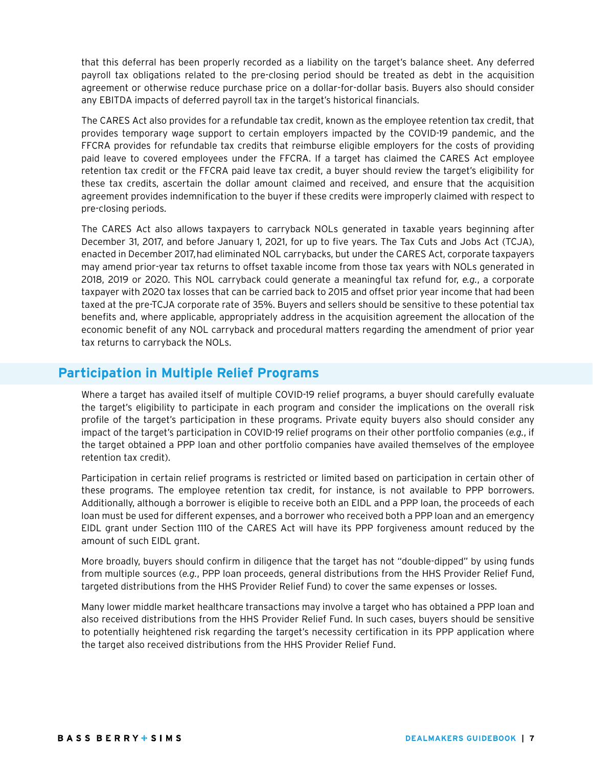that this deferral has been properly recorded as a liability on the target's balance sheet. Any deferred payroll tax obligations related to the pre-closing period should be treated as debt in the acquisition agreement or otherwise reduce purchase price on a dollar-for-dollar basis. Buyers also should consider any EBITDA impacts of deferred payroll tax in the target's historical financials.

The CARES Act also provides for a refundable tax credit, known as the employee retention tax credit, that provides temporary wage support to certain employers impacted by the COVID-19 pandemic, and the FFCRA provides for refundable tax credits that reimburse eligible employers for the costs of providing paid leave to covered employees under the FFCRA. If a target has claimed the CARES Act employee retention tax credit or the FFCRA paid leave tax credit, a buyer should review the target's eligibility for these tax credits, ascertain the dollar amount claimed and received, and ensure that the acquisition agreement provides indemnification to the buyer if these credits were improperly claimed with respect to pre-closing periods.

The CARES Act also allows taxpayers to carryback NOLs generated in taxable years beginning after December 31, 2017, and before January 1, 2021, for up to five years. The Tax Cuts and Jobs Act (TCJA), enacted in December 2017, had eliminated NOL carrybacks, but under the CARES Act, corporate taxpayers may amend prior-year tax returns to offset taxable income from those tax years with NOLs generated in 2018, 2019 or 2020. This NOL carryback could generate a meaningful tax refund for, *e.g.*, a corporate taxpayer with 2020 tax losses that can be carried back to 2015 and offset prior year income that had been taxed at the pre-TCJA corporate rate of 35%. Buyers and sellers should be sensitive to these potential tax benefits and, where applicable, appropriately address in the acquisition agreement the allocation of the economic benefit of any NOL carryback and procedural matters regarding the amendment of prior year tax returns to carryback the NOLs.

## Participation in Multiple Relief Programs

Where a target has availed itself of multiple COVID-19 relief programs, a buyer should carefully evaluate the target's eligibility to participate in each program and consider the implications on the overall risk profile of the target's participation in these programs. Private equity buyers also should consider any impact of the target's participation in COVID-19 relief programs on their other portfolio companies (*e.g.*, if the target obtained a PPP loan and other portfolio companies have availed themselves of the employee retention tax credit).

Participation in certain relief programs is restricted or limited based on participation in certain other of these programs. The employee retention tax credit, for instance, is not available to PPP borrowers. Additionally, although a borrower is eligible to receive both an EIDL and a PPP loan, the proceeds of each loan must be used for different expenses, and a borrower who received both a PPP loan and an emergency EIDL grant under Section 1110 of the CARES Act will have its PPP forgiveness amount reduced by the amount of such EIDL grant.

More broadly, buyers should confirm in diligence that the target has not "double-dipped" by using funds from multiple sources (*e.g.*, PPP loan proceeds, general distributions from the HHS Provider Relief Fund, targeted distributions from the HHS Provider Relief Fund) to cover the same expenses or losses.

Many lower middle market healthcare transactions may involve a target who has obtained a PPP loan and also received distributions from the HHS Provider Relief Fund. In such cases, buyers should be sensitive to potentially heightened risk regarding the target's necessity certification in its PPP application where the target also received distributions from the HHS Provider Relief Fund.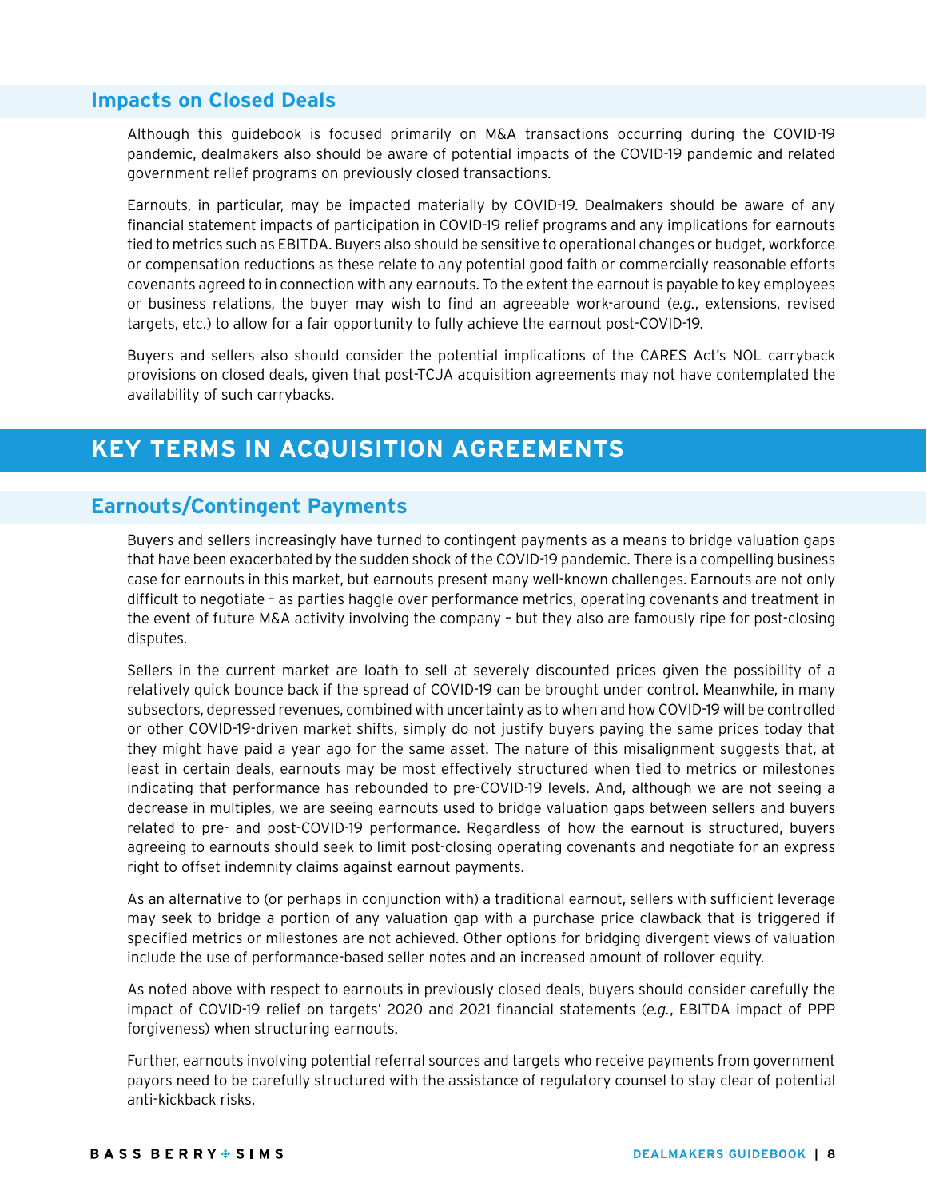## Impacts on Closed Deals

Although this guidebook is focused primarily on M&A transactions occurring during the COVID-19 pandemic, dealmakers also should be aware of potential impacts of the COVID-19 pandemic and related government relief programs on previously closed transactions.

Earnouts, in particular, may be impacted materially by COVID-19. Dealmakers should be aware of any financial statement impacts of participation in COVID-19 relief programs and any implications for earnouts tied to metrics such as EBITDA. Buyers also should be sensitive to operational changes or budget, workforce or compensation reductions as these relate to any potential good faith or commercially reasonable efforts covenants agreed to in connection with any earnouts. To the extent the earnout is payable to key employees or business relations, the buyer may wish to find an agreeable work-around (*e.g.*, extensions, revised targets, etc.) to allow for a fair opportunity to fully achieve the earnout post-COVID-19.

Buyers and sellers also should consider the potential implications of the CARES Act's NOL carryback provisions on closed deals, given that post-TCJA acquisition agreements may not have contemplated the availability of such carrybacks.

# KEY TERMS IN ACQUISITION AGREEMENTS

## Earnouts/Contingent Payments

Buyers and sellers increasingly have turned to contingent payments as a means to bridge valuation gaps that have been exacerbated by the sudden shock of the COVID-19 pandemic. There is a compelling business case for earnouts in this market, but earnouts present many well-known challenges. Earnouts are not only difficult to negotiate – as parties haggle over performance metrics, operating covenants and treatment in the event of future M&A activity involving the company – but they also are famously ripe for post-closing disputes.

Sellers in the current market are loath to sell at severely discounted prices given the possibility of a relatively quick bounce back if the spread of COVID-19 can be brought under control. Meanwhile, in many subsectors, depressed revenues, combined with uncertainty as to when and how COVID-19 will be controlled or other COVID-19-driven market shifts, simply do not justify buyers paying the same prices today that they might have paid a year ago for the same asset. The nature of this misalignment suggests that, at least in certain deals, earnouts may be most effectively structured when tied to metrics or milestones indicating that performance has rebounded to pre-COVID-19 levels. And, although we are not seeing a decrease in multiples, we are seeing earnouts used to bridge valuation gaps between sellers and buyers related to pre- and post-COVID-19 performance. Regardless of how the earnout is structured, buyers agreeing to earnouts should seek to limit post-closing operating covenants and negotiate for an express right to offset indemnity claims against earnout payments.

As an alternative to (or perhaps in conjunction with) a traditional earnout, sellers with sufficient leverage may seek to bridge a portion of any valuation gap with a purchase price clawback that is triggered if specified metrics or milestones are not achieved. Other options for bridging divergent views of valuation include the use of performance-based seller notes and an increased amount of rollover equity.

As noted above with respect to earnouts in previously closed deals, buyers should consider carefully the impact of COVID-19 relief on targets' 2020 and 2021 financial statements (*e.g.*, EBITDA impact of PPP forgiveness) when structuring earnouts.

Further, earnouts involving potential referral sources and targets who receive payments from government payors need to be carefully structured with the assistance of regulatory counsel to stay clear of potential anti-kickback risks.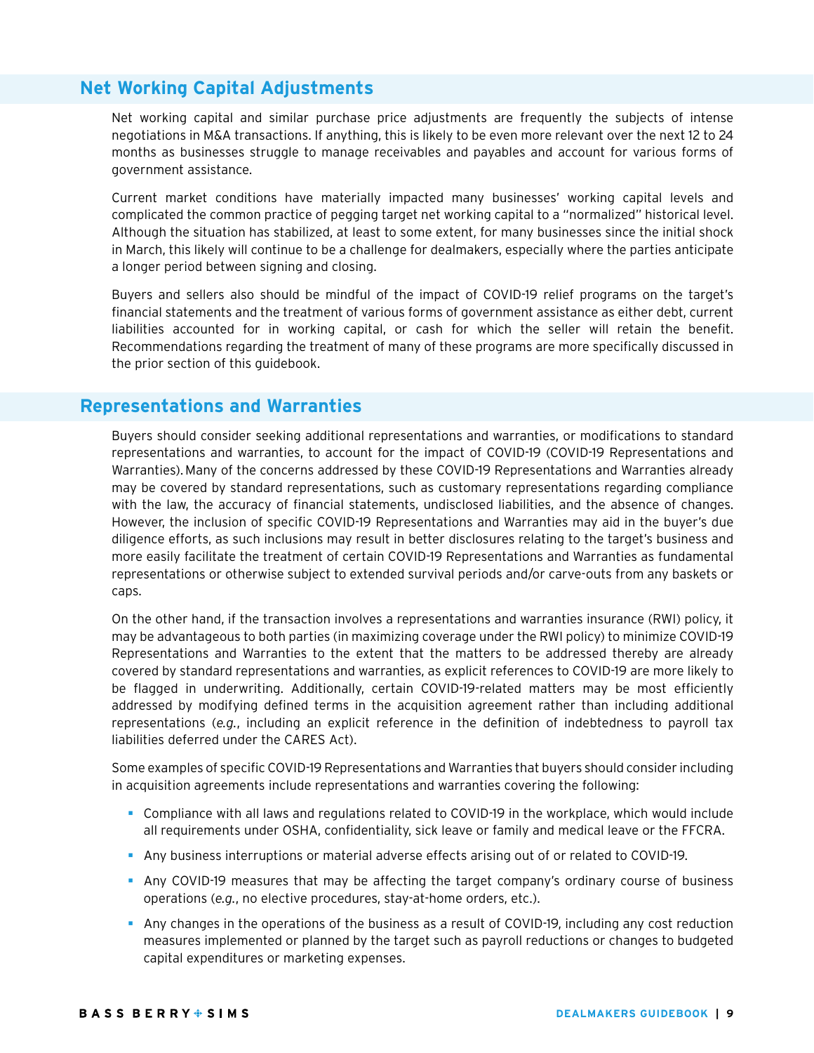## Net Working Capital Adjustments

Net working capital and similar purchase price adjustments are frequently the subjects of intense negotiations in M&A transactions. If anything, this is likely to be even more relevant over the next 12 to 24 months as businesses struggle to manage receivables and payables and account for various forms of government assistance.

Current market conditions have materially impacted many businesses' working capital levels and complicated the common practice of pegging target net working capital to a "normalized" historical level. Although the situation has stabilized, at least to some extent, for many businesses since the initial shock in March, this likely will continue to be a challenge for dealmakers, especially where the parties anticipate a longer period between signing and closing.

Buyers and sellers also should be mindful of the impact of COVID-19 relief programs on the target's financial statements and the treatment of various forms of government assistance as either debt, current liabilities accounted for in working capital, or cash for which the seller will retain the benefit. Recommendations regarding the treatment of many of these programs are more specifically discussed in the prior section of this guidebook.

## Representations and Warranties

Buyers should consider seeking additional representations and warranties, or modifications to standard representations and warranties, to account for the impact of COVID-19 (COVID-19 Representations and Warranties). Many of the concerns addressed by these COVID-19 Representations and Warranties already may be covered by standard representations, such as customary representations regarding compliance with the law, the accuracy of financial statements, undisclosed liabilities, and the absence of changes. However, the inclusion of specific COVID-19 Representations and Warranties may aid in the buyer's due diligence efforts, as such inclusions may result in better disclosures relating to the target's business and more easily facilitate the treatment of certain COVID-19 Representations and Warranties as fundamental representations or otherwise subject to extended survival periods and/or carve-outs from any baskets or caps.

On the other hand, if the transaction involves a representations and warranties insurance (RWI) policy, it may be advantageous to both parties (in maximizing coverage under the RWI policy) to minimize COVID-19 Representations and Warranties to the extent that the matters to be addressed thereby are already covered by standard representations and warranties, as explicit references to COVID-19 are more likely to be flagged in underwriting. Additionally, certain COVID-19-related matters may be most efficiently addressed by modifying defined terms in the acquisition agreement rather than including additional representations (*e.g.*, including an explicit reference in the definition of indebtedness to payroll tax liabilities deferred under the CARES Act).

Some examples of specific COVID-19 Representations and Warranties that buyers should consider including in acquisition agreements include representations and warranties covering the following:

- Compliance with all laws and regulations related to COVID-19 in the workplace, which would include all requirements under OSHA, confidentiality, sick leave or family and medical leave or the FFCRA.
- Any business interruptions or material adverse effects arising out of or related to COVID-19.
- Any COVID-19 measures that may be affecting the target company's ordinary course of business operations (*e.g.*, no elective procedures, stay-at-home orders, etc.).
- Any changes in the operations of the business as a result of COVID-19, including any cost reduction measures implemented or planned by the target such as payroll reductions or changes to budgeted capital expenditures or marketing expenses.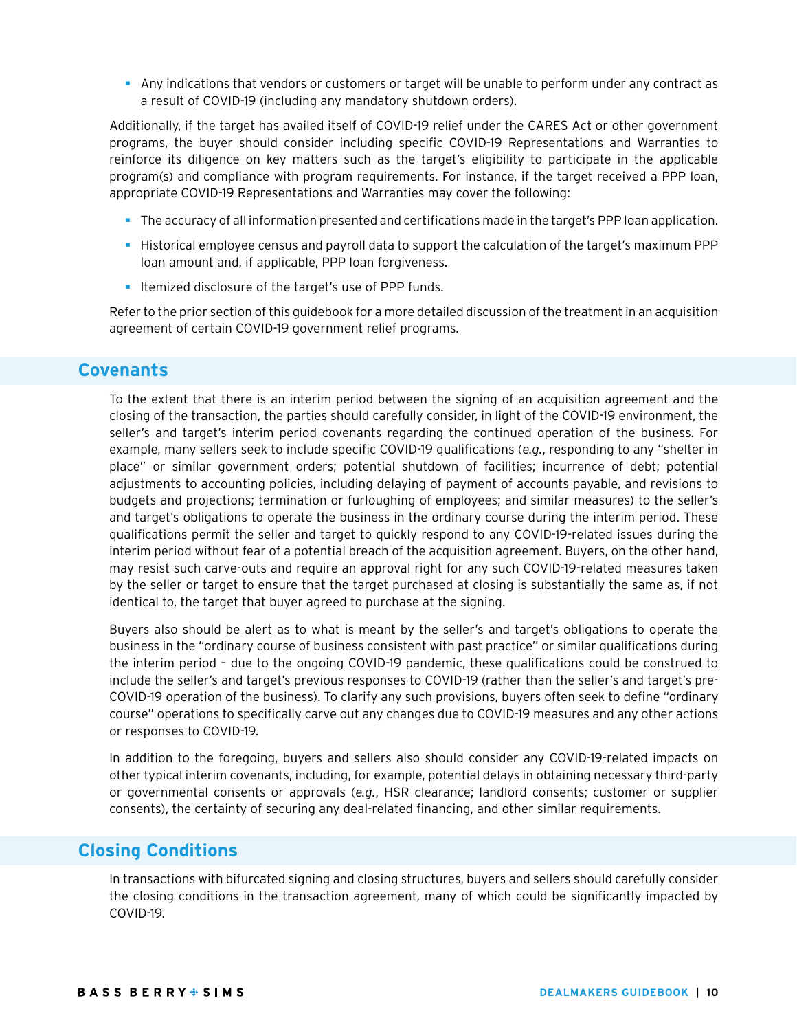- Any indications that vendors or customers or target will be unable to perform under any contract as a result of COVID-19 (including any mandatory shutdown orders).

Additionally, if the target has availed itself of COVID-19 relief under the CARES Act or other government programs, the buyer should consider including specific COVID-19 Representations and Warranties to reinforce its diligence on key matters such as the target's eligibility to participate in the applicable program(s) and compliance with program requirements. For instance, if the target received a PPP loan, appropriate COVID-19 Representations and Warranties may cover the following:

- The accuracy of all information presented and certifications made in the target's PPP loan application.
- Historical employee census and payroll data to support the calculation of the target's maximum PPP loan amount and, if applicable, PPP loan forgiveness.
- Itemized disclosure of the target's use of PPP funds.

Refer to the prior section of this guidebook for a more detailed discussion of the treatment in an acquisition agreement of certain COVID-19 government relief programs.

## Covenants

To the extent that there is an interim period between the signing of an acquisition agreement and the closing of the transaction, the parties should carefully consider, in light of the COVID-19 environment, the seller's and target's interim period covenants regarding the continued operation of the business. For example, many sellers seek to include specific COVID-19 qualifications (*e.g.*, responding to any "shelter in place" or similar government orders; potential shutdown of facilities; incurrence of debt; potential adjustments to accounting policies, including delaying of payment of accounts payable, and revisions to budgets and projections; termination or furloughing of employees; and similar measures) to the seller's and target's obligations to operate the business in the ordinary course during the interim period. These qualifications permit the seller and target to quickly respond to any COVID-19-related issues during the interim period without fear of a potential breach of the acquisition agreement. Buyers, on the other hand, may resist such carve-outs and require an approval right for any such COVID-19-related measures taken by the seller or target to ensure that the target purchased at closing is substantially the same as, if not identical to, the target that buyer agreed to purchase at the signing.

Buyers also should be alert as to what is meant by the seller's and target's obligations to operate the business in the "ordinary course of business consistent with past practice" or similar qualifications during the interim period – due to the ongoing COVID-19 pandemic, these qualifications could be construed to include the seller's and target's previous responses to COVID-19 (rather than the seller's and target's pre-COVID-19 operation of the business). To clarify any such provisions, buyers often seek to define "ordinary course" operations to specifically carve out any changes due to COVID-19 measures and any other actions or responses to COVID-19.

In addition to the foregoing, buyers and sellers also should consider any COVID-19-related impacts on other typical interim covenants, including, for example, potential delays in obtaining necessary third-party or governmental consents or approvals (*e.g.*, HSR clearance; landlord consents; customer or supplier consents), the certainty of securing any deal-related financing, and other similar requirements.

## Closing Conditions

In transactions with bifurcated signing and closing structures, buyers and sellers should carefully consider the closing conditions in the transaction agreement, many of which could be significantly impacted by COVID-19.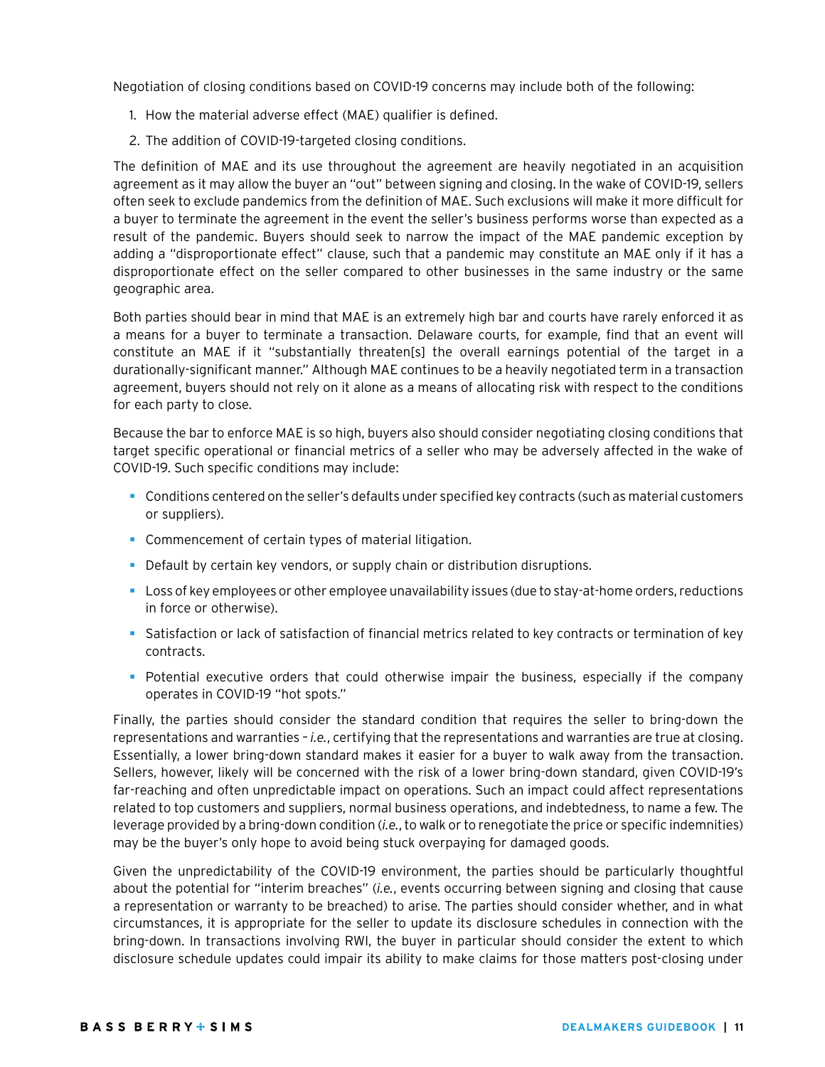Negotiation of closing conditions based on COVID-19 concerns may include both of the following:

1. How the material adverse effect (MAE) qualifier is defined.
2. The addition of COVID-19-targeted closing conditions.

The definition of MAE and its use throughout the agreement are heavily negotiated in an acquisition agreement as it may allow the buyer an "out" between signing and closing. In the wake of COVID-19, sellers often seek to exclude pandemics from the definition of MAE. Such exclusions will make it more difficult for a buyer to terminate the agreement in the event the seller's business performs worse than expected as a result of the pandemic. Buyers should seek to narrow the impact of the MAE pandemic exception by adding a "disproportionate effect" clause, such that a pandemic may constitute an MAE only if it has a disproportionate effect on the seller compared to other businesses in the same industry or the same geographic area.

Both parties should bear in mind that MAE is an extremely high bar and courts have rarely enforced it as a means for a buyer to terminate a transaction. Delaware courts, for example, find that an event will constitute an MAE if it "substantially threaten[s] the overall earnings potential of the target in a durationally-significant manner." Although MAE continues to be a heavily negotiated term in a transaction agreement, buyers should not rely on it alone as a means of allocating risk with respect to the conditions for each party to close.

Because the bar to enforce MAE is so high, buyers also should consider negotiating closing conditions that target specific operational or financial metrics of a seller who may be adversely affected in the wake of COVID-19. Such specific conditions may include:

- Conditions centered on the seller's defaults under specified key contracts (such as material customers or suppliers).
- Commencement of certain types of material litigation.
- Default by certain key vendors, or supply chain or distribution disruptions.
- Loss of key employees or other employee unavailability issues (due to stay-at-home orders, reductions in force or otherwise).
- Satisfaction or lack of satisfaction of financial metrics related to key contracts or termination of key contracts.
- Potential executive orders that could otherwise impair the business, especially if the company operates in COVID-19 "hot spots."

Finally, the parties should consider the standard condition that requires the seller to bring-down the representations and warranties – *i.e.*, certifying that the representations and warranties are true at closing. Essentially, a lower bring-down standard makes it easier for a buyer to walk away from the transaction. Sellers, however, likely will be concerned with the risk of a lower bring-down standard, given COVID-19's far-reaching and often unpredictable impact on operations. Such an impact could affect representations related to top customers and suppliers, normal business operations, and indebtedness, to name a few. The leverage provided by a bring-down condition (*i.e.*, to walk or to renegotiate the price or specific indemnities) may be the buyer's only hope to avoid being stuck overpaying for damaged goods.

Given the unpredictability of the COVID-19 environment, the parties should be particularly thoughtful about the potential for "interim breaches" (*i.e.*, events occurring between signing and closing that cause a representation or warranty to be breached) to arise. The parties should consider whether, and in what circumstances, it is appropriate for the seller to update its disclosure schedules in connection with the bring-down. In transactions involving RWI, the buyer in particular should consider the extent to which disclosure schedule updates could impair its ability to make claims for those matters post-closing under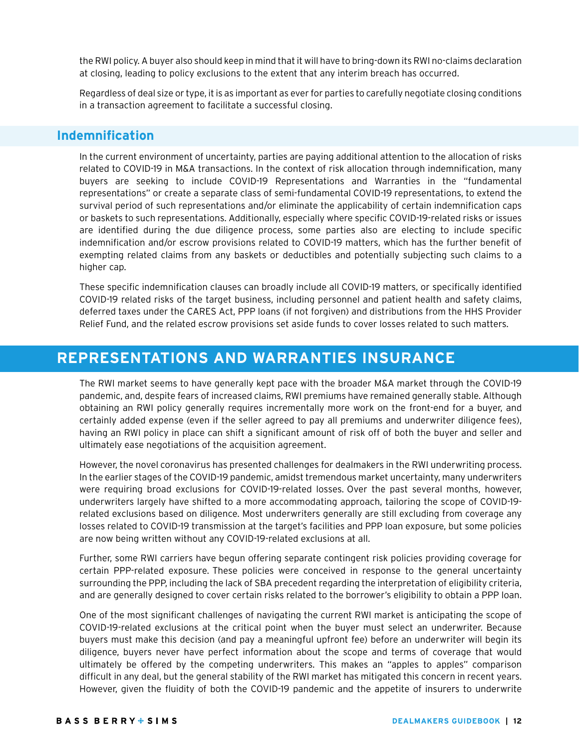the RWI policy. A buyer also should keep in mind that it will have to bring-down its RWI no-claims declaration at closing, leading to policy exclusions to the extent that any interim breach has occurred.

Regardless of deal size or type, it is as important as ever for parties to carefully negotiate closing conditions in a transaction agreement to facilitate a successful closing.

## Indemnification

In the current environment of uncertainty, parties are paying additional attention to the allocation of risks related to COVID-19 in M&A transactions. In the context of risk allocation through indemnification, many buyers are seeking to include COVID-19 Representations and Warranties in the "fundamental representations" or create a separate class of semi-fundamental COVID-19 representations, to extend the survival period of such representations and/or eliminate the applicability of certain indemnification caps or baskets to such representations. Additionally, especially where specific COVID-19-related risks or issues are identified during the due diligence process, some parties also are electing to include specific indemnification and/or escrow provisions related to COVID-19 matters, which has the further benefit of exempting related claims from any baskets or deductibles and potentially subjecting such claims to a higher cap.

These specific indemnification clauses can broadly include all COVID-19 matters, or specifically identified COVID-19 related risks of the target business, including personnel and patient health and safety claims, deferred taxes under the CARES Act, PPP loans (if not forgiven) and distributions from the HHS Provider Relief Fund, and the related escrow provisions set aside funds to cover losses related to such matters.

# REPRESENTATIONS AND WARRANTIES INSURANCE

The RWI market seems to have generally kept pace with the broader M&A market through the COVID-19 pandemic, and, despite fears of increased claims, RWI premiums have remained generally stable. Although obtaining an RWI policy generally requires incrementally more work on the front-end for a buyer, and certainly added expense (even if the seller agreed to pay all premiums and underwriter diligence fees), having an RWI policy in place can shift a significant amount of risk off of both the buyer and seller and ultimately ease negotiations of the acquisition agreement.

However, the novel coronavirus has presented challenges for dealmakers in the RWI underwriting process. In the earlier stages of the COVID-19 pandemic, amidst tremendous market uncertainty, many underwriters were requiring broad exclusions for COVID-19-related losses. Over the past several months, however, underwriters largely have shifted to a more accommodating approach, tailoring the scope of COVID-19-related exclusions based on diligence. Most underwriters generally are still excluding from coverage any losses related to COVID-19 transmission at the target's facilities and PPP loan exposure, but some policies are now being written without any COVID-19-related exclusions at all.

Further, some RWI carriers have begun offering separate contingent risk policies providing coverage for certain PPP-related exposure. These policies were conceived in response to the general uncertainty surrounding the PPP, including the lack of SBA precedent regarding the interpretation of eligibility criteria, and are generally designed to cover certain risks related to the borrower's eligibility to obtain a PPP loan.

One of the most significant challenges of navigating the current RWI market is anticipating the scope of COVID-19-related exclusions at the critical point when the buyer must select an underwriter. Because buyers must make this decision (and pay a meaningful upfront fee) before an underwriter will begin its diligence, buyers never have perfect information about the scope and terms of coverage that would ultimately be offered by the competing underwriters. This makes an "apples to apples" comparison difficult in any deal, but the general stability of the RWI market has mitigated this concern in recent years. However, given the fluidity of both the COVID-19 pandemic and the appetite of insurers to underwrite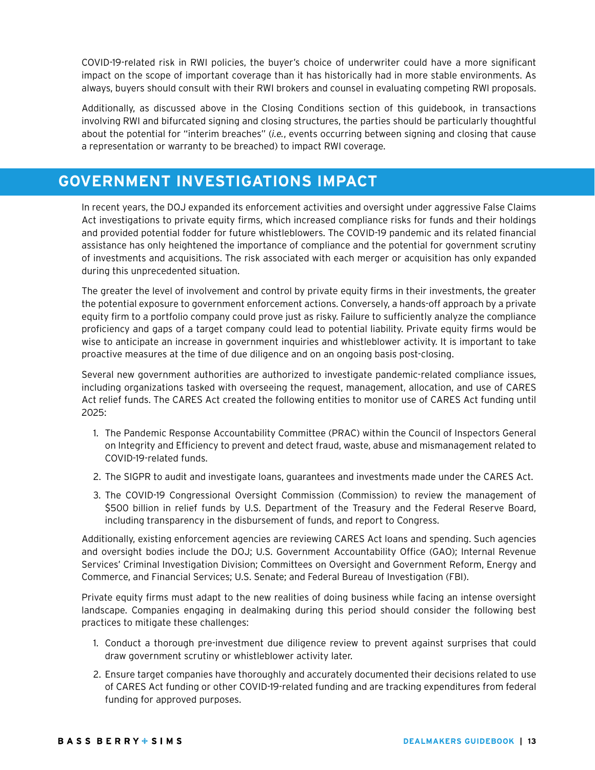COVID-19-related risk in RWI policies, the buyer's choice of underwriter could have a more significant impact on the scope of important coverage than it has historically had in more stable environments. As always, buyers should consult with their RWI brokers and counsel in evaluating competing RWI proposals.

Additionally, as discussed above in the Closing Conditions section of this guidebook, in transactions involving RWI and bifurcated signing and closing structures, the parties should be particularly thoughtful about the potential for "interim breaches" (*i.e.*, events occurring between signing and closing that cause a representation or warranty to be breached) to impact RWI coverage.

## GOVERNMENT INVESTIGATIONS IMPACT

In recent years, the DOJ expanded its enforcement activities and oversight under aggressive False Claims Act investigations to private equity firms, which increased compliance risks for funds and their holdings and provided potential fodder for future whistleblowers. The COVID-19 pandemic and its related financial assistance has only heightened the importance of compliance and the potential for government scrutiny of investments and acquisitions. The risk associated with each merger or acquisition has only expanded during this unprecedented situation.

The greater the level of involvement and control by private equity firms in their investments, the greater the potential exposure to government enforcement actions. Conversely, a hands-off approach by a private equity firm to a portfolio company could prove just as risky. Failure to sufficiently analyze the compliance proficiency and gaps of a target company could lead to potential liability. Private equity firms would be wise to anticipate an increase in government inquiries and whistleblower activity. It is important to take proactive measures at the time of due diligence and on an ongoing basis post-closing.

Several new government authorities are authorized to investigate pandemic-related compliance issues, including organizations tasked with overseeing the request, management, allocation, and use of CARES Act relief funds. The CARES Act created the following entities to monitor use of CARES Act funding until 2025:

1. The Pandemic Response Accountability Committee (PRAC) within the Council of Inspectors General on Integrity and Efficiency to prevent and detect fraud, waste, abuse and mismanagement related to COVID-19-related funds.
2. The SIGPR to audit and investigate loans, guarantees and investments made under the CARES Act.
3. The COVID-19 Congressional Oversight Commission (Commission) to review the management of $500 billion in relief funds by U.S. Department of the Treasury and the Federal Reserve Board, including transparency in the disbursement of funds, and report to Congress.

Additionally, existing enforcement agencies are reviewing CARES Act loans and spending. Such agencies and oversight bodies include the DOJ; U.S. Government Accountability Office (GAO); Internal Revenue Services' Criminal Investigation Division; Committees on Oversight and Government Reform, Energy and Commerce, and Financial Services; U.S. Senate; and Federal Bureau of Investigation (FBI).

Private equity firms must adapt to the new realities of doing business while facing an intense oversight landscape. Companies engaging in dealmaking during this period should consider the following best practices to mitigate these challenges:

1. Conduct a thorough pre-investment due diligence review to prevent against surprises that could draw government scrutiny or whistleblower activity later.
2. Ensure target companies have thoroughly and accurately documented their decisions related to use of CARES Act funding or other COVID-19-related funding and are tracking expenditures from federal funding for approved purposes.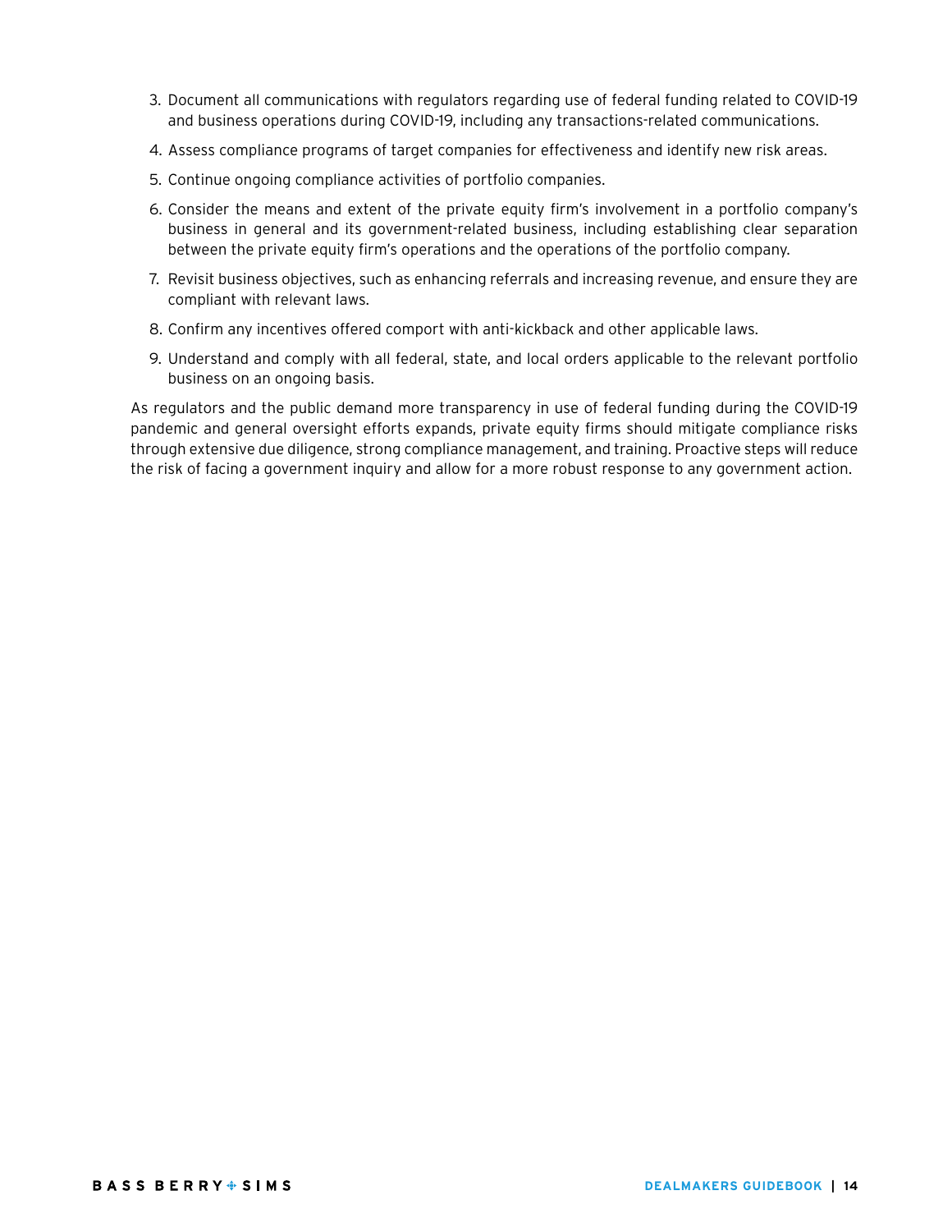3. Document all communications with regulators regarding use of federal funding related to COVID-19 and business operations during COVID-19, including any transactions-related communications.
4. Assess compliance programs of target companies for effectiveness and identify new risk areas.
5. Continue ongoing compliance activities of portfolio companies.
6. Consider the means and extent of the private equity firm's involvement in a portfolio company's business in general and its government-related business, including establishing clear separation between the private equity firm's operations and the operations of the portfolio company.
7. Revisit business objectives, such as enhancing referrals and increasing revenue, and ensure they are compliant with relevant laws.
8. Confirm any incentives offered comport with anti-kickback and other applicable laws.
9. Understand and comply with all federal, state, and local orders applicable to the relevant portfolio business on an ongoing basis.

As regulators and the public demand more transparency in use of federal funding during the COVID-19 pandemic and general oversight efforts expands, private equity firms should mitigate compliance risks through extensive due diligence, strong compliance management, and training. Proactive steps will reduce the risk of facing a government inquiry and allow for a more robust response to any government action.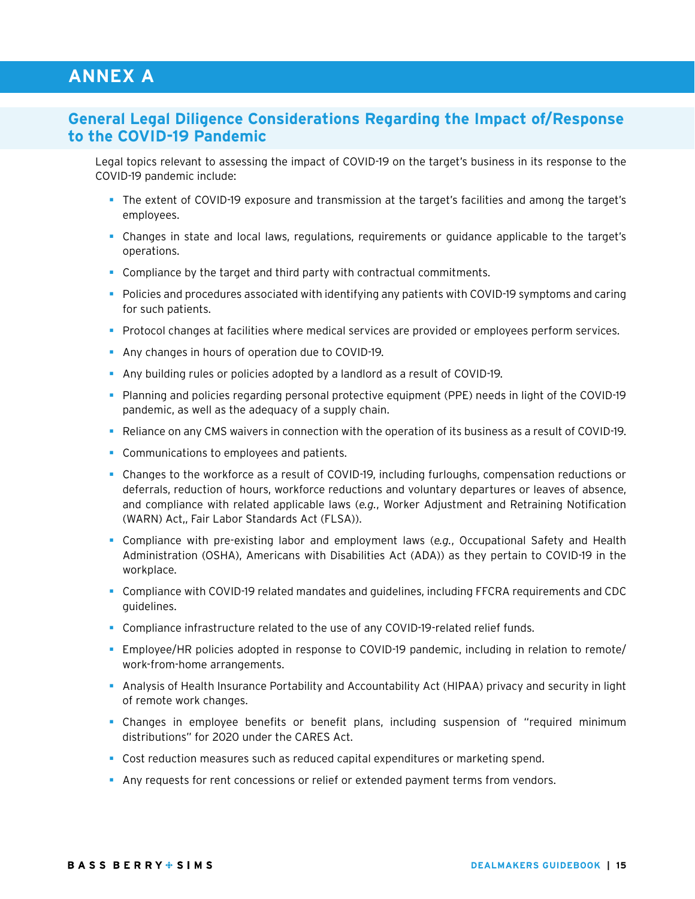# ANNEX A

## General Legal Diligence Considerations Regarding the Impact of/Response to the COVID-19 Pandemic

Legal topics relevant to assessing the impact of COVID-19 on the target's business in its response to the COVID-19 pandemic include:

- The extent of COVID-19 exposure and transmission at the target's facilities and among the target's employees.
- Changes in state and local laws, regulations, requirements or guidance applicable to the target's operations.
- Compliance by the target and third party with contractual commitments.
- Policies and procedures associated with identifying any patients with COVID-19 symptoms and caring for such patients.
- Protocol changes at facilities where medical services are provided or employees perform services.
- Any changes in hours of operation due to COVID-19.
- Any building rules or policies adopted by a landlord as a result of COVID-19.
- Planning and policies regarding personal protective equipment (PPE) needs in light of the COVID-19 pandemic, as well as the adequacy of a supply chain.
- Reliance on any CMS waivers in connection with the operation of its business as a result of COVID-19.
- Communications to employees and patients.
- Changes to the workforce as a result of COVID-19, including furloughs, compensation reductions or deferrals, reduction of hours, workforce reductions and voluntary departures or leaves of absence, and compliance with related applicable laws (*e.g.*, Worker Adjustment and Retraining Notification (WARN) Act,, Fair Labor Standards Act (FLSA)).
- Compliance with pre-existing labor and employment laws (*e.g.*, Occupational Safety and Health Administration (OSHA), Americans with Disabilities Act (ADA)) as they pertain to COVID-19 in the workplace.
- Compliance with COVID-19 related mandates and guidelines, including FFCRA requirements and CDC guidelines.
- Compliance infrastructure related to the use of any COVID-19-related relief funds.
- Employee/HR policies adopted in response to COVID-19 pandemic, including in relation to remote/work-from-home arrangements.
- Analysis of Health Insurance Portability and Accountability Act (HIPAA) privacy and security in light of remote work changes.
- Changes in employee benefits or benefit plans, including suspension of "required minimum distributions" for 2020 under the CARES Act.
- Cost reduction measures such as reduced capital expenditures or marketing spend.
- Any requests for rent concessions or relief or extended payment terms from vendors.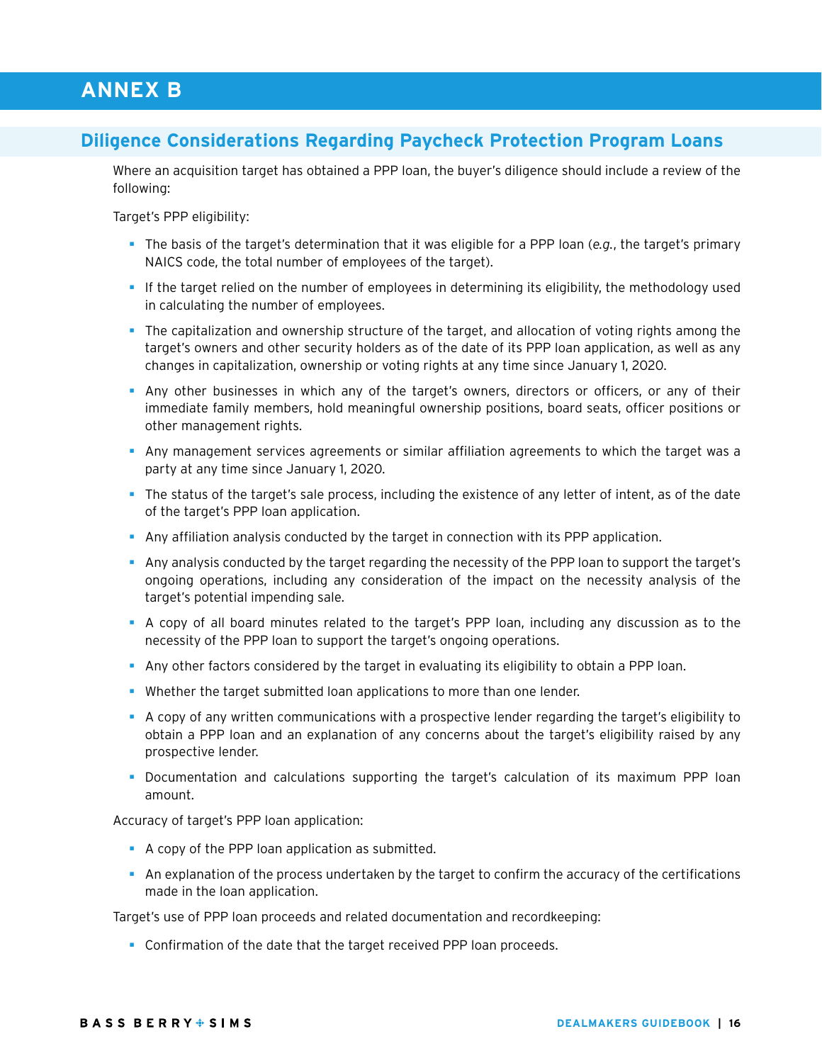# ANNEX B

## Diligence Considerations Regarding Paycheck Protection Program Loans

Where an acquisition target has obtained a PPP loan, the buyer's diligence should include a review of the following:

Target's PPP eligibility:

- The basis of the target's determination that it was eligible for a PPP loan (*e.g.*, the target's primary NAICS code, the total number of employees of the target).
- If the target relied on the number of employees in determining its eligibility, the methodology used in calculating the number of employees.
- The capitalization and ownership structure of the target, and allocation of voting rights among the target's owners and other security holders as of the date of its PPP loan application, as well as any changes in capitalization, ownership or voting rights at any time since January 1, 2020.
- Any other businesses in which any of the target's owners, directors or officers, or any of their immediate family members, hold meaningful ownership positions, board seats, officer positions or other management rights.
- Any management services agreements or similar affiliation agreements to which the target was a party at any time since January 1, 2020.
- The status of the target's sale process, including the existence of any letter of intent, as of the date of the target's PPP loan application.
- Any affiliation analysis conducted by the target in connection with its PPP application.
- Any analysis conducted by the target regarding the necessity of the PPP loan to support the target's ongoing operations, including any consideration of the impact on the necessity analysis of the target's potential impending sale.
- A copy of all board minutes related to the target's PPP loan, including any discussion as to the necessity of the PPP loan to support the target's ongoing operations.
- Any other factors considered by the target in evaluating its eligibility to obtain a PPP loan.
- Whether the target submitted loan applications to more than one lender.
- A copy of any written communications with a prospective lender regarding the target's eligibility to obtain a PPP loan and an explanation of any concerns about the target's eligibility raised by any prospective lender.
- Documentation and calculations supporting the target's calculation of its maximum PPP loan amount.

Accuracy of target's PPP loan application:

- A copy of the PPP loan application as submitted.
- An explanation of the process undertaken by the target to confirm the accuracy of the certifications made in the loan application.

Target's use of PPP loan proceeds and related documentation and recordkeeping:

- Confirmation of the date that the target received PPP loan proceeds.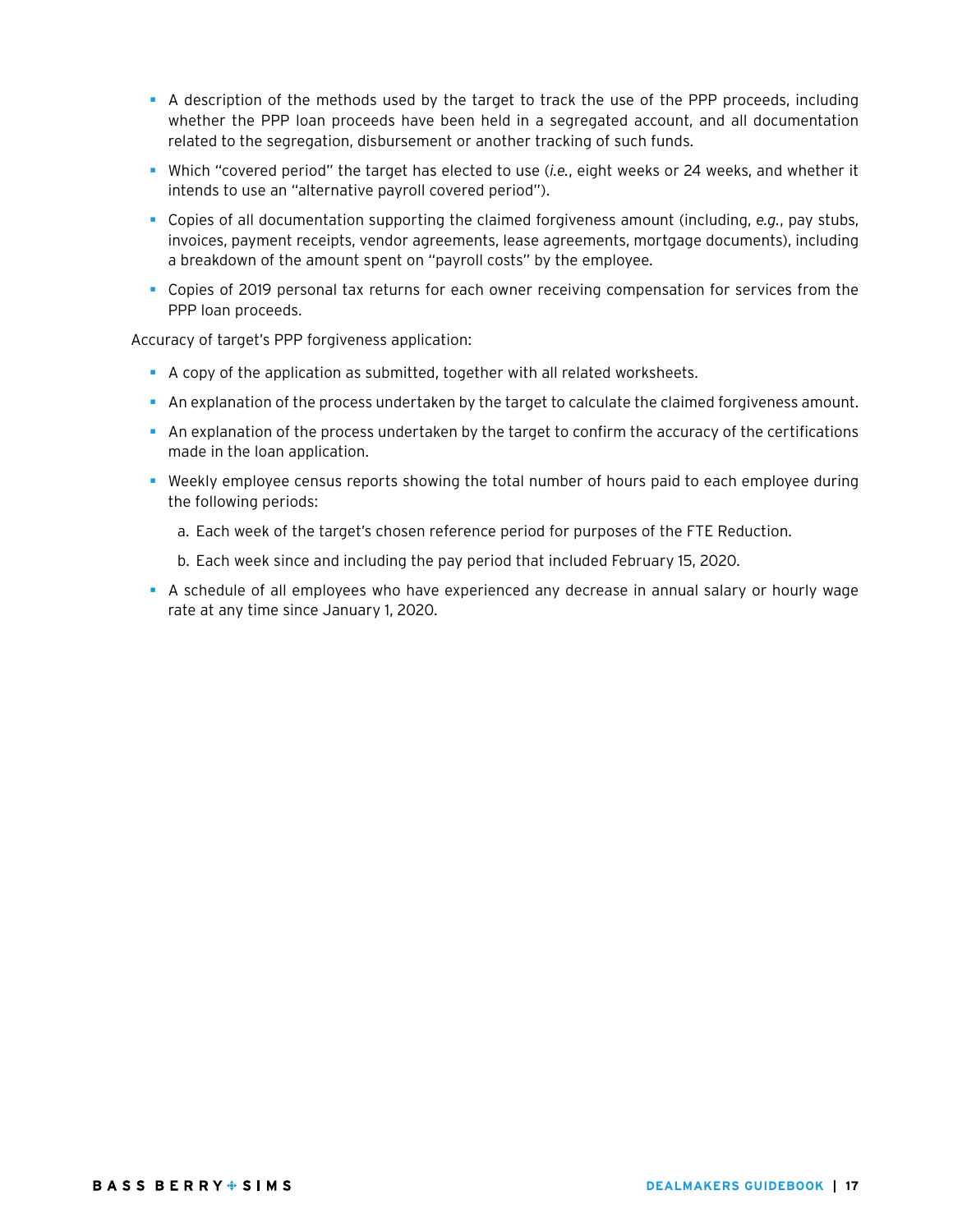- A description of the methods used by the target to track the use of the PPP proceeds, including whether the PPP loan proceeds have been held in a segregated account, and all documentation related to the segregation, disbursement or another tracking of such funds.
- Which "covered period" the target has elected to use (*i.e.*, eight weeks or 24 weeks, and whether it intends to use an "alternative payroll covered period").
- Copies of all documentation supporting the claimed forgiveness amount (including, *e.g.*, pay stubs, invoices, payment receipts, vendor agreements, lease agreements, mortgage documents), including a breakdown of the amount spent on "payroll costs" by the employee.
- Copies of 2019 personal tax returns for each owner receiving compensation for services from the PPP loan proceeds.

Accuracy of target's PPP forgiveness application:

- A copy of the application as submitted, together with all related worksheets.
- An explanation of the process undertaken by the target to calculate the claimed forgiveness amount.
- An explanation of the process undertaken by the target to confirm the accuracy of the certifications made in the loan application.
- Weekly employee census reports showing the total number of hours paid to each employee during the following periods:
  a. Each week of the target's chosen reference period for purposes of the FTE Reduction.
  b. Each week since and including the pay period that included February 15, 2020.
- A schedule of all employees who have experienced any decrease in annual salary or hourly wage rate at any time since January 1, 2020.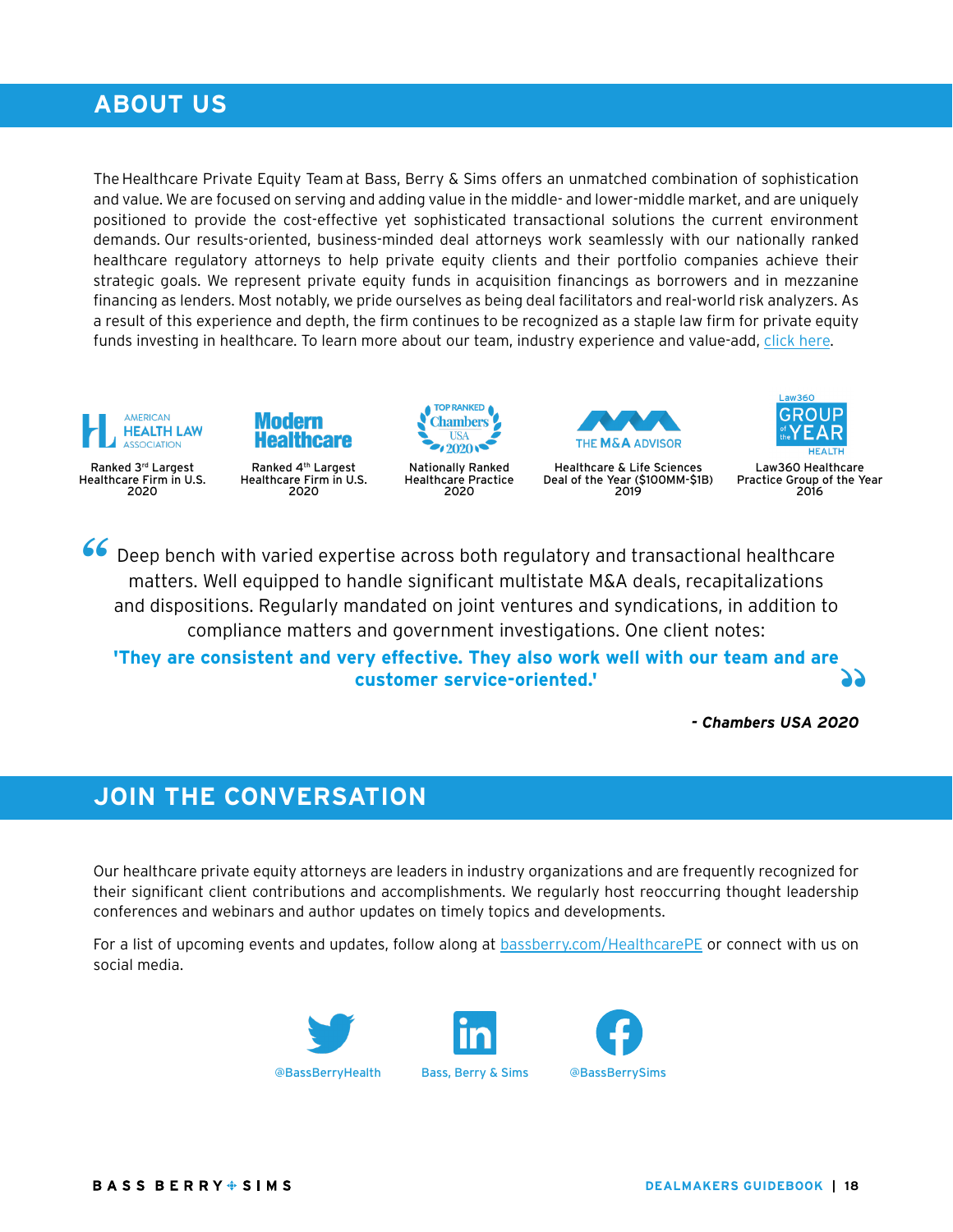## ABOUT US

The Healthcare Private Equity Team at Bass, Berry & Sims offers an unmatched combination of sophistication and value. We are focused on serving and adding value in the middle- and lower-middle market, and are uniquely positioned to provide the cost-effective yet sophisticated transactional solutions the current environment demands. Our results-oriented, business-minded deal attorneys work seamlessly with our nationally ranked healthcare regulatory attorneys to help private equity clients and their portfolio companies achieve their strategic goals. We represent private equity funds in acquisition financings as borrowers and in mezzanine financing as lenders. Most notably, we pride ourselves as being deal facilitators and real-world risk analyzers. As a result of this experience and depth, the firm continues to be recognized as a staple law firm for private equity funds investing in healthcare. To learn more about our team, industry experience and value-add, click here.

American Health Law Association — Ranked 3rd Largest Healthcare Firm in U.S. 2020

Modern Healthcare — Ranked 4th Largest Healthcare Firm in U.S. 2020

Chambers USA Top Ranked 2020 — Nationally Ranked Healthcare Practice 2020

The M&A Advisor — Healthcare & Life Sciences Deal of the Year ($100MM-$1B) 2019

Law360 Group of the Year Health — Law360 Healthcare Practice Group of the Year 2016

> "Deep bench with varied expertise across both regulatory and transactional healthcare matters. Well equipped to handle significant multistate M&A deals, recapitalizations and dispositions. Regularly mandated on joint ventures and syndications, in addition to compliance matters and government investigations. One client notes: **'They are consistent and very effective. They also work well with our team and are customer service-oriented.'**"
>
> ***- Chambers USA 2020***

## JOIN THE CONVERSATION

Our healthcare private equity attorneys are leaders in industry organizations and are frequently recognized for their significant client contributions and accomplishments. We regularly host reoccurring thought leadership conferences and webinars and author updates on timely topics and developments.

For a list of upcoming events and updates, follow along at bassberry.com/HealthcarePE or connect with us on social media.

@BassBerryHealth | Bass, Berry & Sims | @BassBerrySims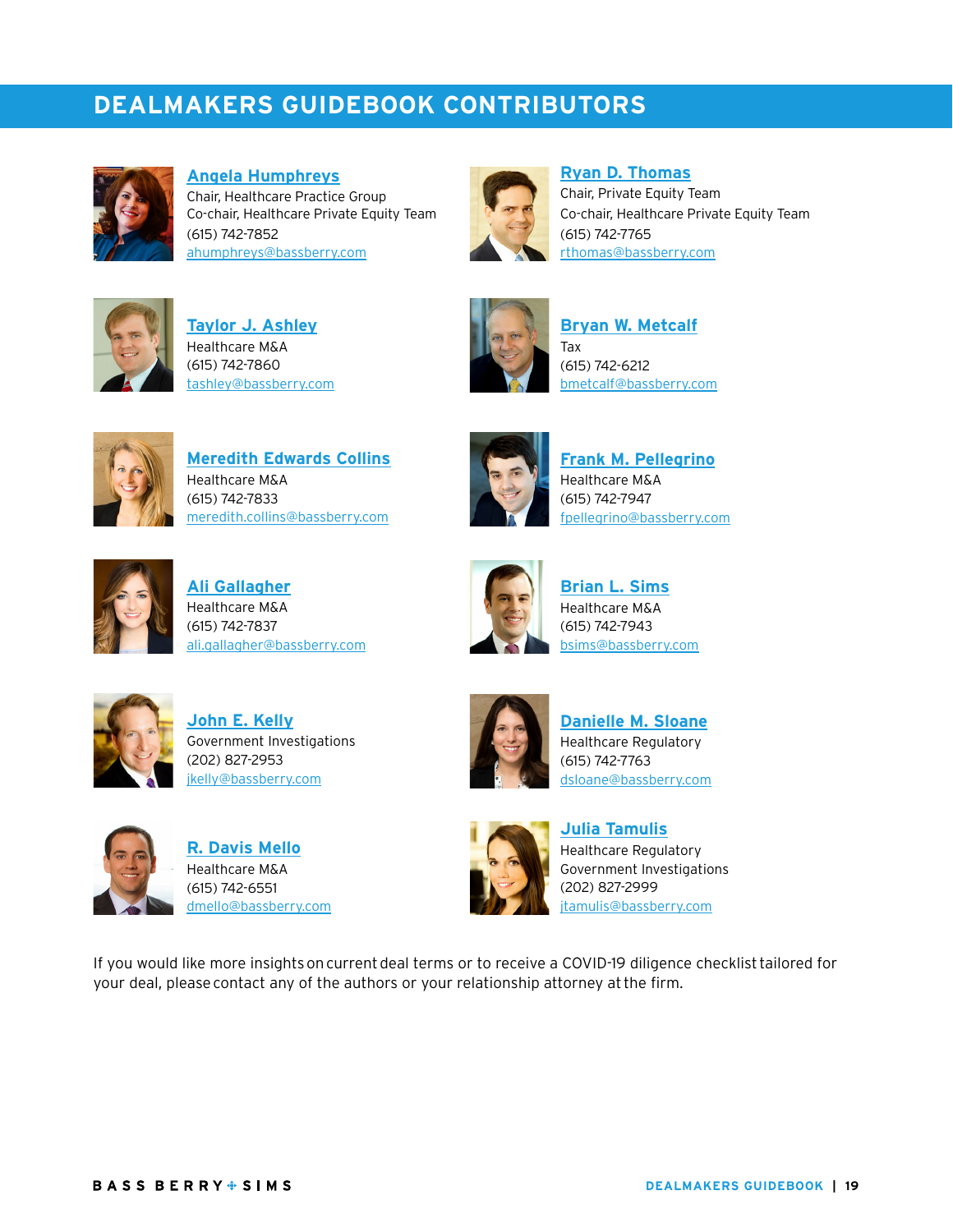# DEALMAKERS GUIDEBOOK CONTRIBUTORS

**Angela Humphreys**
Chair, Healthcare Practice Group
Co-chair, Healthcare Private Equity Team
(615) 742-7852
ahumphreys@bassberry.com

**Ryan D. Thomas**
Chair, Private Equity Team
Co-chair, Healthcare Private Equity Team
(615) 742-7765
rthomas@bassberry.com

**Taylor J. Ashley**
Healthcare M&A
(615) 742-7860
tashley@bassberry.com

**Bryan W. Metcalf**
Tax
(615) 742-6212
bmetcalf@bassberry.com

**Meredith Edwards Collins**
Healthcare M&A
(615) 742-7833
meredith.collins@bassberry.com

**Frank M. Pellegrino**
Healthcare M&A
(615) 742-7947
fpellegrino@bassberry.com

**Ali Gallagher**
Healthcare M&A
(615) 742-7837
ali.gallagher@bassberry.com

**Brian L. Sims**
Healthcare M&A
(615) 742-7943
bsims@bassberry.com

**John E. Kelly**
Government Investigations
(202) 827-2953
jkelly@bassberry.com

**Danielle M. Sloane**
Healthcare Regulatory
(615) 742-7763
dsloane@bassberry.com

**R. Davis Mello**
Healthcare M&A
(615) 742-6551
dmello@bassberry.com

**Julia Tamulis**
Healthcare Regulatory
Government Investigations
(202) 827-2999
jtamulis@bassberry.com

If you would like more insights on current deal terms or to receive a COVID-19 diligence checklist tailored for your deal, please contact any of the authors or your relationship attorney at the firm.